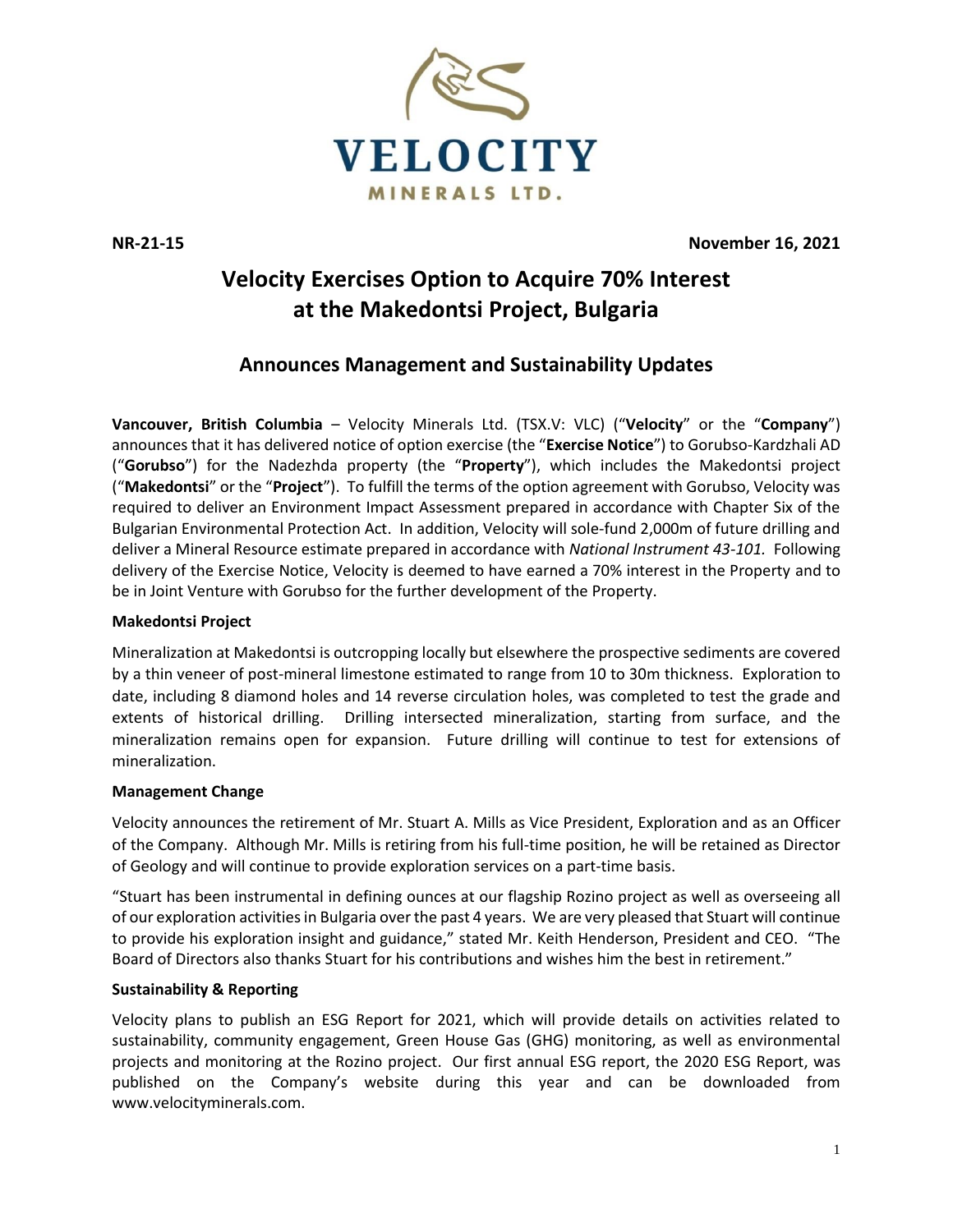**NR-21-15** **November 16, 2021**

# Velocity Exercises Option to Acquire 70% Interest at the Makedontsi Project, Bulgaria

## Announces Management and Sustainability Updates

**Vancouver, British Columbia** – Velocity Minerals Ltd. (TSX.V: VLC) ("**Velocity**" or the "**Company**") announces that it has delivered notice of option exercise (the "**Exercise Notice**") to Gorubso-Kardzhali AD ("**Gorubso**") for the Nadezhda property (the "**Property**"), which includes the Makedontsi project ("**Makedontsi**" or the "**Project**"). To fulfill the terms of the option agreement with Gorubso, Velocity was required to deliver an Environment Impact Assessment prepared in accordance with Chapter Six of the Bulgarian Environmental Protection Act. In addition, Velocity will sole-fund 2,000m of future drilling and deliver a Mineral Resource estimate prepared in accordance with *National Instrument 43-101.* Following delivery of the Exercise Notice, Velocity is deemed to have earned a 70% interest in the Property and to be in Joint Venture with Gorubso for the further development of the Property.

**Makedontsi Project**

Mineralization at Makedontsi is outcropping locally but elsewhere the prospective sediments are covered by a thin veneer of post-mineral limestone estimated to range from 10 to 30m thickness. Exploration to date, including 8 diamond holes and 14 reverse circulation holes, was completed to test the grade and extents of historical drilling. Drilling intersected mineralization, starting from surface, and the mineralization remains open for expansion. Future drilling will continue to test for extensions of mineralization.

**Management Change**

Velocity announces the retirement of Mr. Stuart A. Mills as Vice President, Exploration and as an Officer of the Company. Although Mr. Mills is retiring from his full-time position, he will be retained as Director of Geology and will continue to provide exploration services on a part-time basis.

"Stuart has been instrumental in defining ounces at our flagship Rozino project as well as overseeing all of our exploration activities in Bulgaria over the past 4 years. We are very pleased that Stuart will continue to provide his exploration insight and guidance," stated Mr. Keith Henderson, President and CEO. "The Board of Directors also thanks Stuart for his contributions and wishes him the best in retirement."

**Sustainability & Reporting**

Velocity plans to publish an ESG Report for 2021, which will provide details on activities related to sustainability, community engagement, Green House Gas (GHG) monitoring, as well as environmental projects and monitoring at the Rozino project. Our first annual ESG report, the 2020 ESG Report, was published on the Company's website during this year and can be downloaded from www.velocityminerals.com.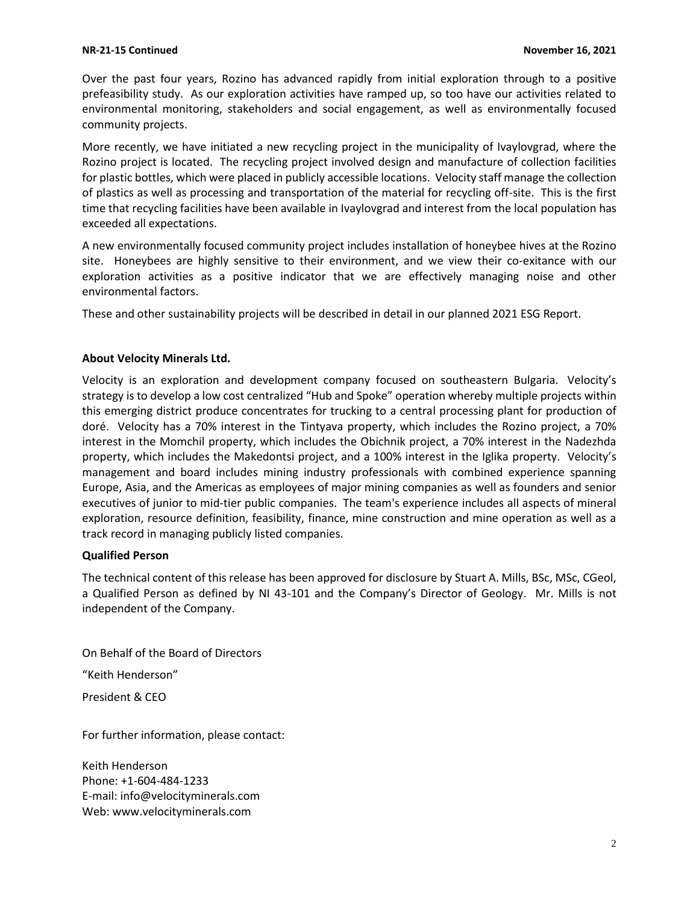Over the past four years, Rozino has advanced rapidly from initial exploration through to a positive prefeasibility study. As our exploration activities have ramped up, so too have our activities related to environmental monitoring, stakeholders and social engagement, as well as environmentally focused community projects.

More recently, we have initiated a new recycling project in the municipality of Ivaylovgrad, where the Rozino project is located. The recycling project involved design and manufacture of collection facilities for plastic bottles, which were placed in publicly accessible locations. Velocity staff manage the collection of plastics as well as processing and transportation of the material for recycling off-site. This is the first time that recycling facilities have been available in Ivaylovgrad and interest from the local population has exceeded all expectations.

A new environmentally focused community project includes installation of honeybee hives at the Rozino site. Honeybees are highly sensitive to their environment, and we view their co-exitance with our exploration activities as a positive indicator that we are effectively managing noise and other environmental factors.

These and other sustainability projects will be described in detail in our planned 2021 ESG Report.

**About Velocity Minerals Ltd.**

Velocity is an exploration and development company focused on southeastern Bulgaria. Velocity's strategy is to develop a low cost centralized "Hub and Spoke" operation whereby multiple projects within this emerging district produce concentrates for trucking to a central processing plant for production of doré. Velocity has a 70% interest in the Tintyava property, which includes the Rozino project, a 70% interest in the Momchil property, which includes the Obichnik project, a 70% interest in the Nadezhda property, which includes the Makedontsi project, and a 100% interest in the Iglika property. Velocity's management and board includes mining industry professionals with combined experience spanning Europe, Asia, and the Americas as employees of major mining companies as well as founders and senior executives of junior to mid-tier public companies. The team's experience includes all aspects of mineral exploration, resource definition, feasibility, finance, mine construction and mine operation as well as a track record in managing publicly listed companies.

**Qualified Person**

The technical content of this release has been approved for disclosure by Stuart A. Mills, BSc, MSc, CGeol, a Qualified Person as defined by NI 43-101 and the Company's Director of Geology. Mr. Mills is not independent of the Company.

On Behalf of the Board of Directors

"Keith Henderson"

President & CEO

For further information, please contact:

Keith Henderson
Phone: +1-604-484-1233
E-mail: info@velocityminerals.com
Web: www.velocityminerals.com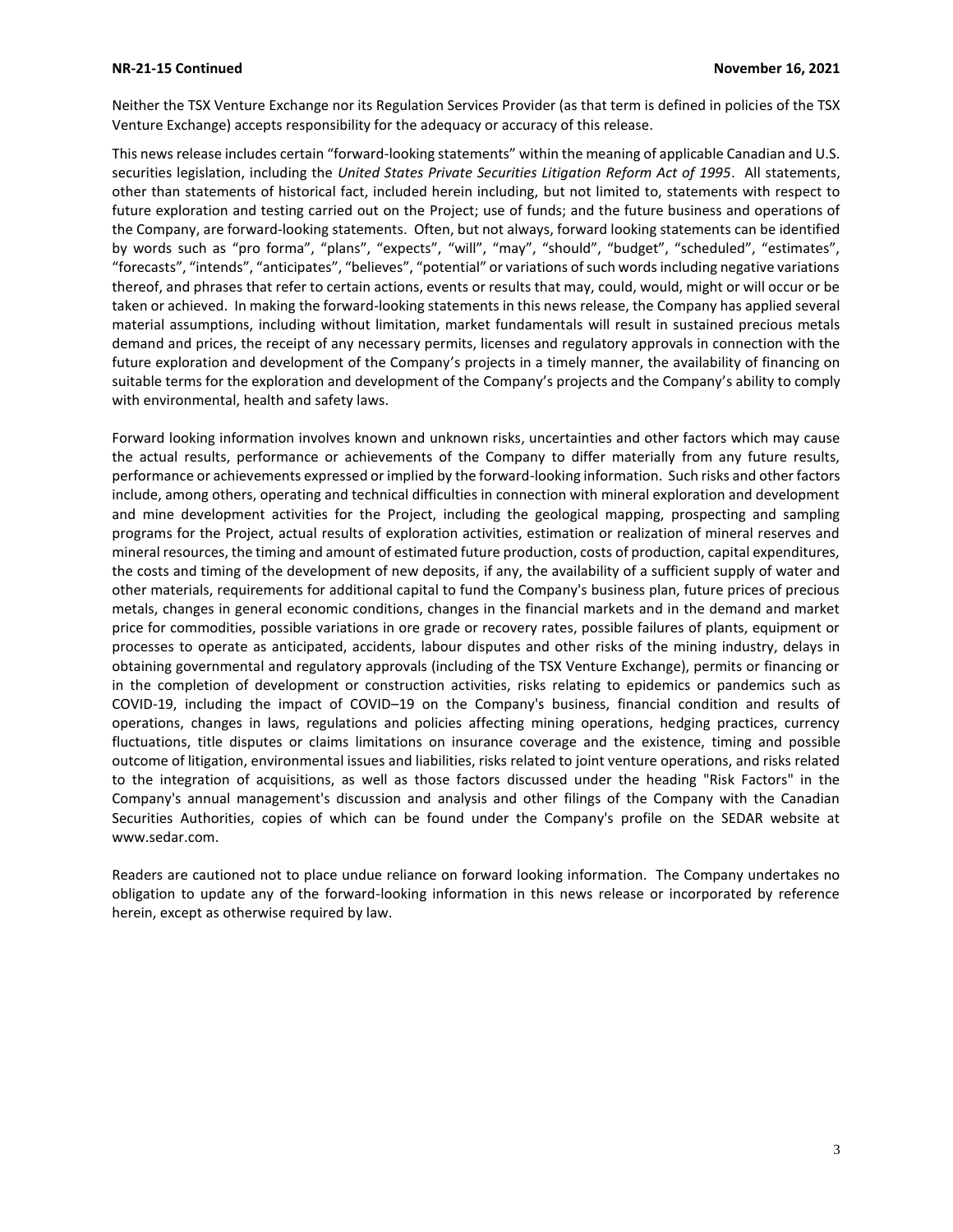Neither the TSX Venture Exchange nor its Regulation Services Provider (as that term is defined in policies of the TSX Venture Exchange) accepts responsibility for the adequacy or accuracy of this release.

This news release includes certain "forward-looking statements" within the meaning of applicable Canadian and U.S. securities legislation, including the *United States Private Securities Litigation Reform Act of 1995*. All statements, other than statements of historical fact, included herein including, but not limited to, statements with respect to future exploration and testing carried out on the Project; use of funds; and the future business and operations of the Company, are forward-looking statements. Often, but not always, forward looking statements can be identified by words such as "pro forma", "plans", "expects", "will", "may", "should", "budget", "scheduled", "estimates", "forecasts", "intends", "anticipates", "believes", "potential" or variations of such words including negative variations thereof, and phrases that refer to certain actions, events or results that may, could, would, might or will occur or be taken or achieved. In making the forward-looking statements in this news release, the Company has applied several material assumptions, including without limitation, market fundamentals will result in sustained precious metals demand and prices, the receipt of any necessary permits, licenses and regulatory approvals in connection with the future exploration and development of the Company's projects in a timely manner, the availability of financing on suitable terms for the exploration and development of the Company's projects and the Company's ability to comply with environmental, health and safety laws.

Forward looking information involves known and unknown risks, uncertainties and other factors which may cause the actual results, performance or achievements of the Company to differ materially from any future results, performance or achievements expressed or implied by the forward-looking information. Such risks and other factors include, among others, operating and technical difficulties in connection with mineral exploration and development and mine development activities for the Project, including the geological mapping, prospecting and sampling programs for the Project, actual results of exploration activities, estimation or realization of mineral reserves and mineral resources, the timing and amount of estimated future production, costs of production, capital expenditures, the costs and timing of the development of new deposits, if any, the availability of a sufficient supply of water and other materials, requirements for additional capital to fund the Company's business plan, future prices of precious metals, changes in general economic conditions, changes in the financial markets and in the demand and market price for commodities, possible variations in ore grade or recovery rates, possible failures of plants, equipment or processes to operate as anticipated, accidents, labour disputes and other risks of the mining industry, delays in obtaining governmental and regulatory approvals (including of the TSX Venture Exchange), permits or financing or in the completion of development or construction activities, risks relating to epidemics or pandemics such as COVID-19, including the impact of COVID–19 on the Company's business, financial condition and results of operations, changes in laws, regulations and policies affecting mining operations, hedging practices, currency fluctuations, title disputes or claims limitations on insurance coverage and the existence, timing and possible outcome of litigation, environmental issues and liabilities, risks related to joint venture operations, and risks related to the integration of acquisitions, as well as those factors discussed under the heading "Risk Factors" in the Company's annual management's discussion and analysis and other filings of the Company with the Canadian Securities Authorities, copies of which can be found under the Company's profile on the SEDAR website at www.sedar.com.

Readers are cautioned not to place undue reliance on forward looking information. The Company undertakes no obligation to update any of the forward-looking information in this news release or incorporated by reference herein, except as otherwise required by law.